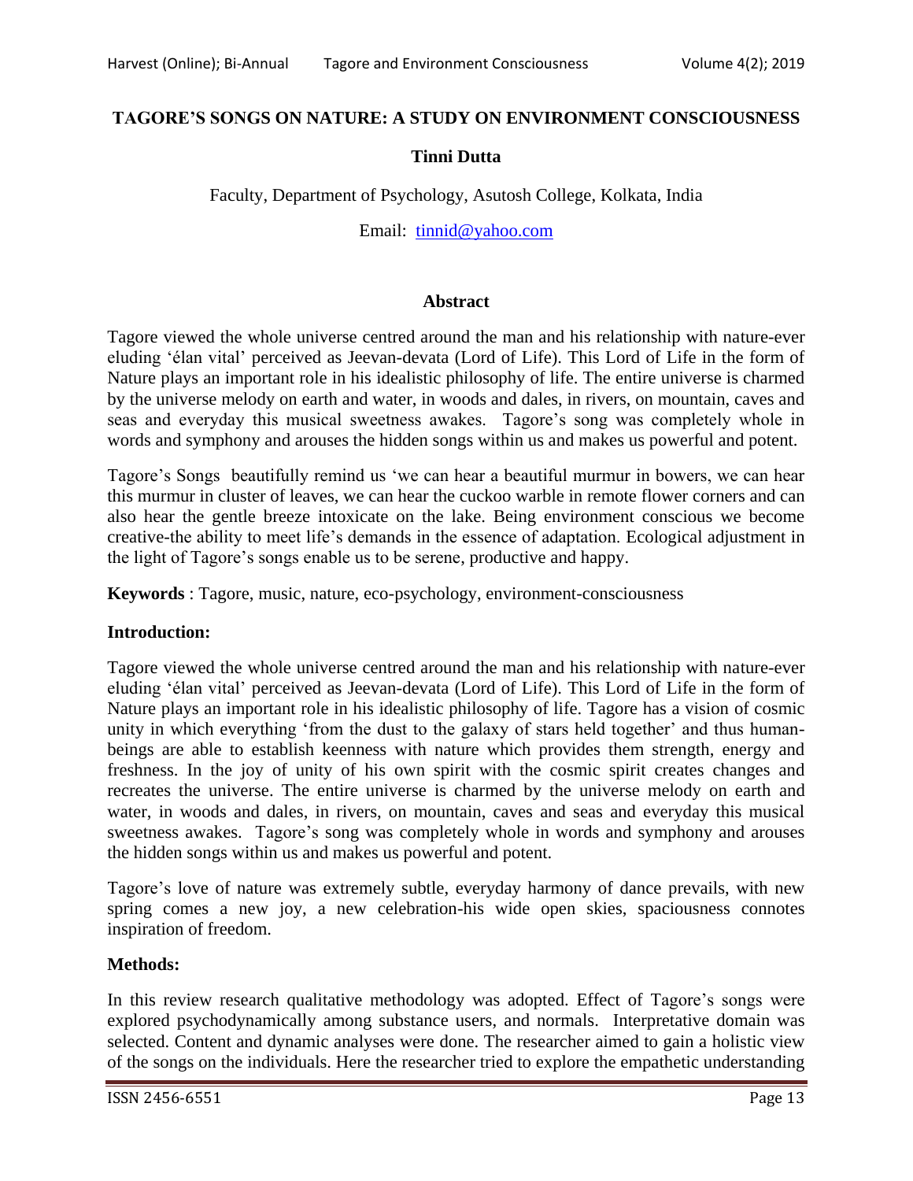# TAGORE'S SONGS ON NATURE: A STUDY ON ENVIRONMENT CONSCIOUSNESS

**Tinni Dutta**

Faculty, Department of Psychology, Asutosh College, Kolkata, India

Email: tinnid@yahoo.com

## Abstract

Tagore viewed the whole universe centred around the man and his relationship with nature-ever eluding 'élan vital' perceived as Jeevan-devata (Lord of Life). This Lord of Life in the form of Nature plays an important role in his idealistic philosophy of life. The entire universe is charmed by the universe melody on earth and water, in woods and dales, in rivers, on mountain, caves and seas and everyday this musical sweetness awakes. Tagore's song was completely whole in words and symphony and arouses the hidden songs within us and makes us powerful and potent.

Tagore's Songs beautifully remind us 'we can hear a beautiful murmur in bowers, we can hear this murmur in cluster of leaves, we can hear the cuckoo warble in remote flower corners and can also hear the gentle breeze intoxicate on the lake. Being environment conscious we become creative-the ability to meet life's demands in the essence of adaptation. Ecological adjustment in the light of Tagore's songs enable us to be serene, productive and happy.

**Keywords** : Tagore, music, nature, eco-psychology, environment-consciousness

## Introduction:

Tagore viewed the whole universe centred around the man and his relationship with nature-ever eluding 'élan vital' perceived as Jeevan-devata (Lord of Life). This Lord of Life in the form of Nature plays an important role in his idealistic philosophy of life. Tagore has a vision of cosmic unity in which everything 'from the dust to the galaxy of stars held together' and thus human-beings are able to establish keenness with nature which provides them strength, energy and freshness. In the joy of unity of his own spirit with the cosmic spirit creates changes and recreates the universe. The entire universe is charmed by the universe melody on earth and water, in woods and dales, in rivers, on mountain, caves and seas and everyday this musical sweetness awakes. Tagore's song was completely whole in words and symphony and arouses the hidden songs within us and makes us powerful and potent.

Tagore's love of nature was extremely subtle, everyday harmony of dance prevails, with new spring comes a new joy, a new celebration-his wide open skies, spaciousness connotes inspiration of freedom.

## Methods:

In this review research qualitative methodology was adopted. Effect of Tagore's songs were explored psychodynamically among substance users, and normals. Interpretative domain was selected. Content and dynamic analyses were done. The researcher aimed to gain a holistic view of the songs on the individuals. Here the researcher tried to explore the empathetic understanding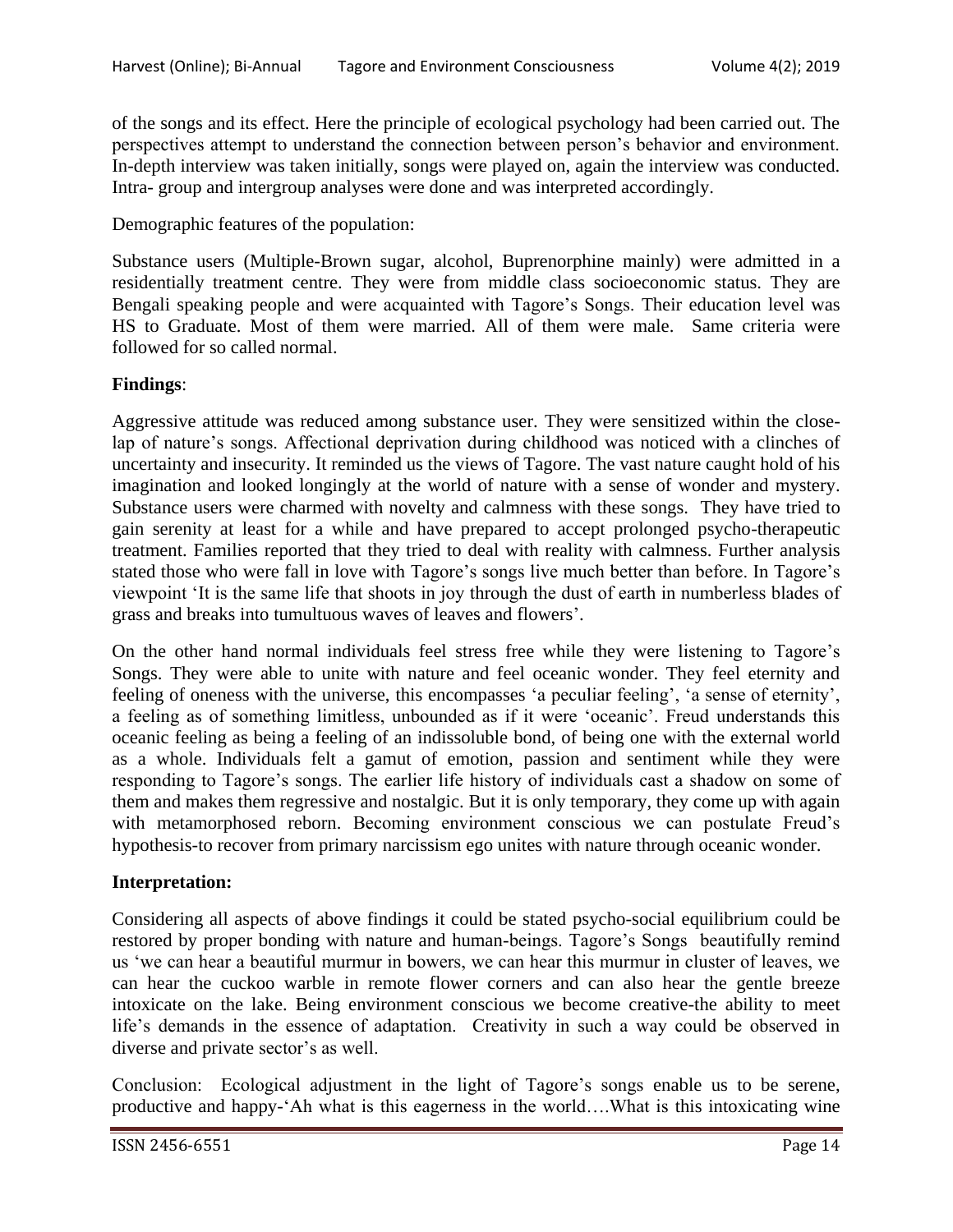of the songs and its effect. Here the principle of ecological psychology had been carried out. The perspectives attempt to understand the connection between person's behavior and environment. In-depth interview was taken initially, songs were played on, again the interview was conducted. Intra- group and intergroup analyses were done and was interpreted accordingly.

Demographic features of the population:

Substance users (Multiple-Brown sugar, alcohol, Buprenorphine mainly) were admitted in a residentially treatment centre. They were from middle class socioeconomic status. They are Bengali speaking people and were acquainted with Tagore's Songs. Their education level was HS to Graduate. Most of them were married. All of them were male. Same criteria were followed for so called normal.

**Findings**:

Aggressive attitude was reduced among substance user. They were sensitized within the close-lap of nature's songs. Affectional deprivation during childhood was noticed with a clinches of uncertainty and insecurity. It reminded us the views of Tagore. The vast nature caught hold of his imagination and looked longingly at the world of nature with a sense of wonder and mystery. Substance users were charmed with novelty and calmness with these songs. They have tried to gain serenity at least for a while and have prepared to accept prolonged psycho-therapeutic treatment. Families reported that they tried to deal with reality with calmness. Further analysis stated those who were fall in love with Tagore's songs live much better than before. In Tagore's viewpoint 'It is the same life that shoots in joy through the dust of earth in numberless blades of grass and breaks into tumultuous waves of leaves and flowers'.

On the other hand normal individuals feel stress free while they were listening to Tagore's Songs. They were able to unite with nature and feel oceanic wonder. They feel eternity and feeling of oneness with the universe, this encompasses 'a peculiar feeling', 'a sense of eternity', a feeling as of something limitless, unbounded as if it were 'oceanic'. Freud understands this oceanic feeling as being a feeling of an indissoluble bond, of being one with the external world as a whole. Individuals felt a gamut of emotion, passion and sentiment while they were responding to Tagore's songs. The earlier life history of individuals cast a shadow on some of them and makes them regressive and nostalgic. But it is only temporary, they come up with again with metamorphosed reborn. Becoming environment conscious we can postulate Freud's hypothesis-to recover from primary narcissism ego unites with nature through oceanic wonder.

**Interpretation:**

Considering all aspects of above findings it could be stated psycho-social equilibrium could be restored by proper bonding with nature and human-beings. Tagore's Songs beautifully remind us 'we can hear a beautiful murmur in bowers, we can hear this murmur in cluster of leaves, we can hear the cuckoo warble in remote flower corners and can also hear the gentle breeze intoxicate on the lake. Being environment conscious we become creative-the ability to meet life's demands in the essence of adaptation. Creativity in such a way could be observed in diverse and private sector's as well.

Conclusion: Ecological adjustment in the light of Tagore's songs enable us to be serene, productive and happy-'Ah what is this eagerness in the world….What is this intoxicating wine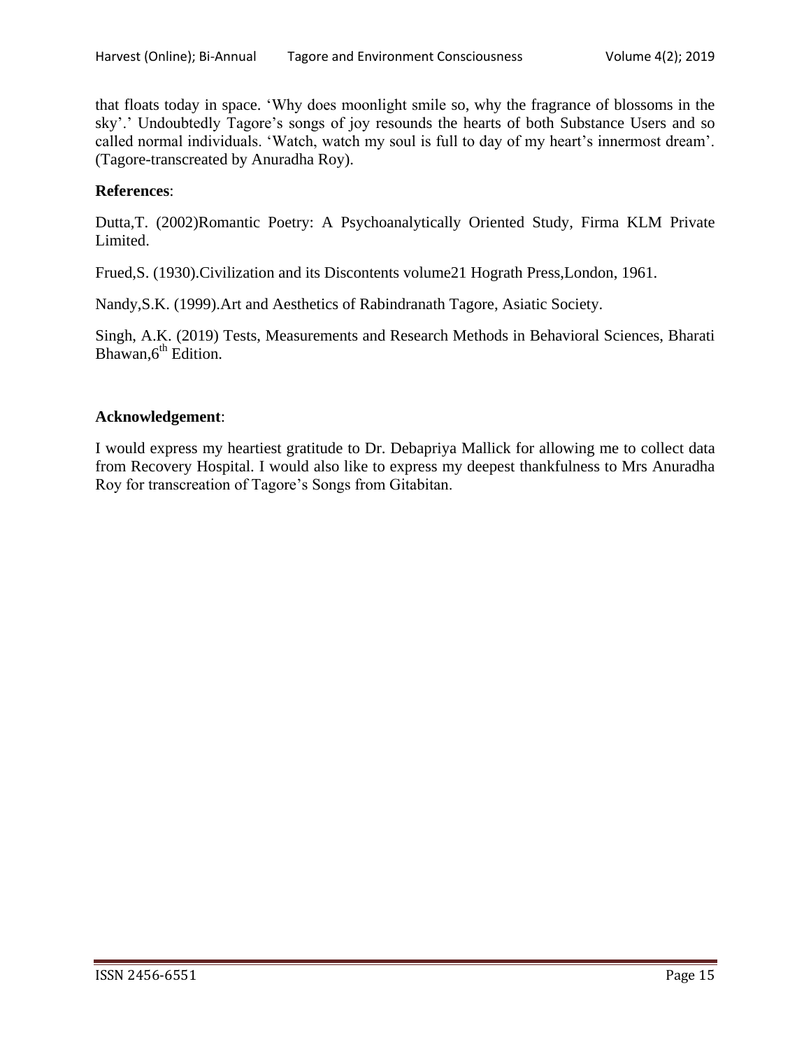that floats today in space. 'Why does moonlight smile so, why the fragrance of blossoms in the sky'.' Undoubtedly Tagore's songs of joy resounds the hearts of both Substance Users and so called normal individuals. 'Watch, watch my soul is full to day of my heart's innermost dream'. (Tagore-transcreated by Anuradha Roy).

**References**:

Dutta,T. (2002)Romantic Poetry: A Psychoanalytically Oriented Study, Firma KLM Private Limited.

Frued,S. (1930).Civilization and its Discontents volume21 Hograth Press,London, 1961.

Nandy,S.K. (1999).Art and Aesthetics of Rabindranath Tagore, Asiatic Society.

Singh, A.K. (2019) Tests, Measurements and Research Methods in Behavioral Sciences, Bharati Bhawan,6th Edition.

**Acknowledgement**:

I would express my heartiest gratitude to Dr. Debapriya Mallick for allowing me to collect data from Recovery Hospital. I would also like to express my deepest thankfulness to Mrs Anuradha Roy for transcreation of Tagore's Songs from Gitabitan.